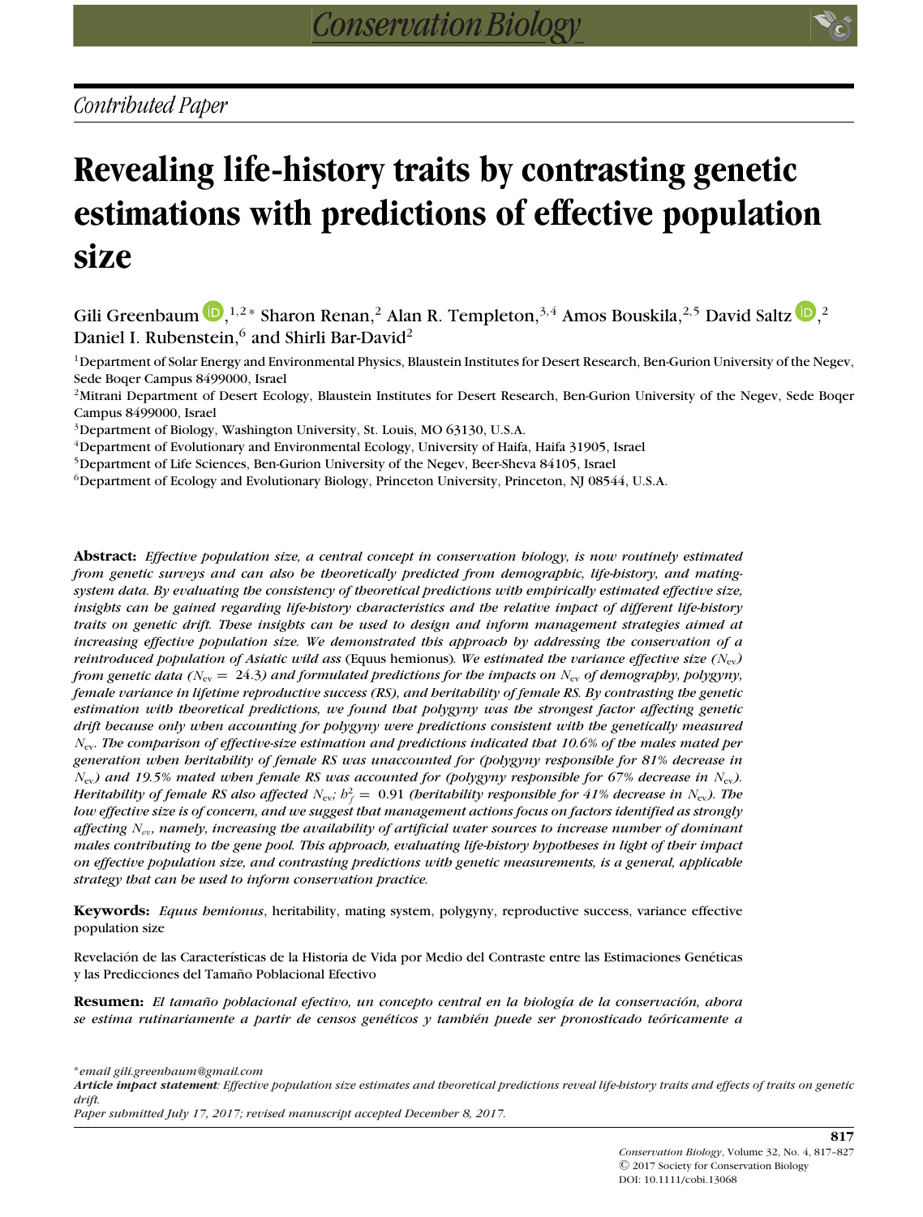*Contributed Paper*

# Revealing life-history traits by contrasting genetic estimations with predictions of effective population size

Gili Greenbaum[1,2]*, Sharon Renan[2], Alan R. Templeton[3,4], Amos Bouskila[2,5], David Saltz[2], Daniel I. Rubenstein[6], and Shirli Bar-David[2]

[1]Department of Solar Energy and Environmental Physics, Blaustein Institutes for Desert Research, Ben-Gurion University of the Negev, Sede Boqer Campus 8499000, Israel

[2]Mitrani Department of Desert Ecology, Blaustein Institutes for Desert Research, Ben-Gurion University of the Negev, Sede Boqer Campus 8499000, Israel

[3]Department of Biology, Washington University, St. Louis, MO 63130, U.S.A.

[4]Department of Evolutionary and Environmental Ecology, University of Haifa, Haifa 31905, Israel

[5]Department of Life Sciences, Ben-Gurion University of the Negev, Beer-Sheva 84105, Israel

[6]Department of Ecology and Evolutionary Biology, Princeton University, Princeton, NJ 08544, U.S.A.

**Abstract:** *Effective population size, a central concept in conservation biology, is now routinely estimated from genetic surveys and can also be theoretically predicted from demographic, life-history, and mating-system data. By evaluating the consistency of theoretical predictions with empirically estimated effective size, insights can be gained regarding life-history characteristics and the relative impact of different life-history traits on genetic drift. These insights can be used to design and inform management strategies aimed at increasing effective population size. We demonstrated this approach by addressing the conservation of a reintroduced population of Asiatic wild ass* (Equus hemionus)*. We estimated the variance effective size ($N_{ev}$) from genetic data ($N_{ev} = 24.3$) and formulated predictions for the impacts on $N_{ev}$ of demography, polygyny, female variance in lifetime reproductive success (RS), and heritability of female RS. By contrasting the genetic estimation with theoretical predictions, we found that polygyny was the strongest factor affecting genetic drift because only when accounting for polygyny were predictions consistent with the genetically measured $N_{ev}$. The comparison of effective-size estimation and predictions indicated that 10.6% of the males mated per generation when heritability of female RS was unaccounted for (polygyny responsible for 81% decrease in $N_{ev}$) and 19.5% mated when female RS was accounted for (polygyny responsible for 67% decrease in $N_{ev}$). Heritability of female RS also affected $N_{ev}$; $h_f^2 = 0.91$ (heritability responsible for 41% decrease in $N_{ev}$). The low effective size is of concern, and we suggest that management actions focus on factors identified as strongly affecting $N_{ev}$, namely, increasing the availability of artificial water sources to increase number of dominant males contributing to the gene pool. This approach, evaluating life-history hypotheses in light of their impact on effective population size, and contrasting predictions with genetic measurements, is a general, applicable strategy that can be used to inform conservation practice.*

**Keywords:** *Equus hemionus*, heritability, mating system, polygyny, reproductive success, variance effective population size

Revelación de las Características de la Historia de Vida por Medio del Contraste entre las Estimaciones Genéticas y las Predicciones del Tamaño Poblacional Efectivo

**Resumen:** *El tamaño poblacional efectivo, un concepto central en la biología de la conservación, ahora se estima rutinariamente a partir de censos genéticos y también puede ser pronosticado teóricamente a*

*email gili.greenbaum@gmail.com

***Article impact statement**: Effective population size estimates and theoretical predictions reveal life-history traits and effects of traits on genetic drift.*

*Paper submitted July 17, 2017; revised manuscript accepted December 8, 2017.*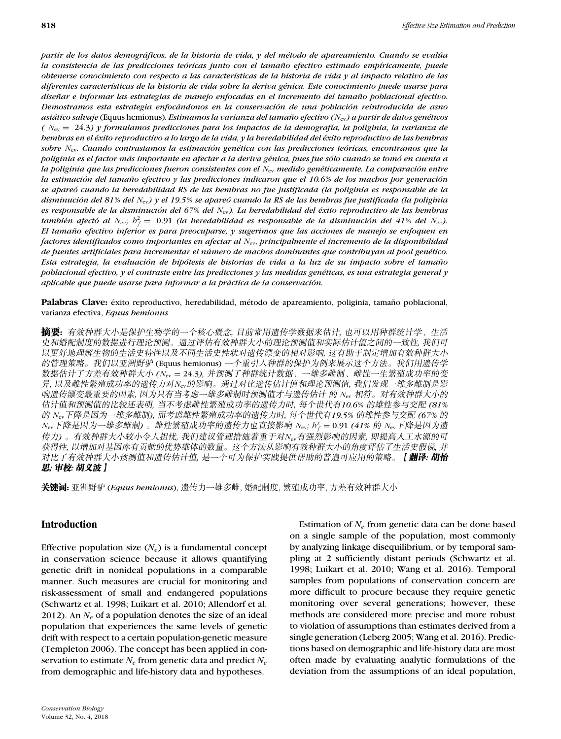*partir de los datos demográficos, de la historia de vida, y del método de apareamiento. Cuando se evalúa la consistencia de las predicciones teóricas junto con el tamaño efectivo estimado empíricamente, puede obtenerse conocimiento con respecto a las características de la historia de vida y al impacto relativo de las diferentes características de la historia de vida sobre la deriva génica. Este conocimiento puede usarse para diseñar e informar las estrategias de manejo enfocadas en el incremento del tamaño poblacional efectivo. Demostramos esta estrategia enfocándonos en la conservación de una población reintroducida de asno asiático salvaje* (Equus hemionus)*. Estimamos la varianza del tamaño efectivo ($N_{ev}$) a partir de datos genéticos ( $N_{ev}$ = 24.3) y formulamos predicciones para los impactos de la demografía, la poliginia, la varianza de hembras en el éxito reproductivo a lo largo de la vida, y la heredabilidad del éxito reproductivo de las hembras sobre $N_{ev}$. Cuando contrastamos la estimación genética con las predicciones teóricas, encontramos que la poliginia es el factor más importante en afectar a la deriva génica, pues fue sólo cuando se tomó en cuenta a la poliginia que las predicciones fueron consistentes con el $N_{ev}$ medido genéticamente. La comparación entre la estimación del tamaño efectivo y las predicciones indicaron que el 10.6% de los machos por generación se apareó cuando la heredabilidad RS de las hembras no fue justificada (la poliginia es responsable de la disminución del 81% del $N_{ev}$) y el 19.5% se apareó cuando la RS de las hembras fue justificada (la poliginia es responsable de la disminución del 67% del $N_{ev}$). La heredabilidad del éxito reproductivo de las hembras también afectó al $N_{ev}$; $h_f^2$ = 0.91 (la heredabilidad es responsable de la disminución del 41% del $N_{ev}$). El tamaño efectivo inferior es para preocuparse, y sugerimos que las acciones de manejo se enfoquen en factores identificados como importantes en afectar al $N_{ev}$, principalmente el incremento de la disponibilidad de fuentes artificiales para incrementar el número de machos dominantes que contribuyan al pool genético. Esta estrategia, la evaluación de hipótesis de historias de vida a la luz de su impacto sobre el tamaño poblacional efectivo, y el contraste entre las predicciones y las medidas genéticas, es una estrategia general y aplicable que puede usarse para informar a la práctica de la conservación.*

**Palabras Clave:** éxito reproductivo, heredabilidad, método de apareamiento, poliginia, tamaño poblacional, varianza efectiva, *Equus hemionus*

**摘要:** *有效种群大小是保护生物学的一个核心概念, 目前常用遗传学数据来估计, 也可以用种群统计学、生活史和婚配制度的数据进行理论预测。通过评估有效种群大小的理论预测值和实际估计值之间的一致性, 我们可以更好地理解生物的生活史特性以及不同生活史性状对遗传漂变的相对影响, 这有助于制定增加有效种群大小的管理策略。我们以亚洲野驴* (Equus hemionus) *一个重引入种群的保护为例来展示这个方法。我们用遗传学数据估计了方差有效种群大小 ($N_{ev}$ = 24.3), 并预测了种群统计数据、一雄多雌制、雌性一生繁殖成功率的变异, 以及雌性繁殖成功率的遗传力对$N_{ev}$的影响。通过对比遗传估计值和理论预测值, 我们发现一雄多雌制是影响遗传漂变最重要的因素, 因为只有当考虑一雄多雌制时预测值才与遗传估计 的 $N_{ev}$ 相符。对有效种群大小的估计值和预测值的比较还表明, 当不考虑雌性繁殖成功率的遗传力时, 每个世代有10.6% 的雄性参与交配 (81% 的 $N_{ev}$下降是因为一雄多雌制), 而考虑雌性繁殖成功率的遗传力时, 每个世代有19.5% 的雄性参与交配 (67% 的 $N_{ev}$下降是因为一雄多雌制) 。雌性繁殖成功率的遗传力也直接影响 $N_{ev}$; $h_f^2$ = 0.91 (41% 的 $N_{ev}$下降是因为遗传力) 。有效种群大小较小令人担忧, 我们建议管理措施着重于对$N_{ev}$有强烈影响的因素, 即提高人工水源的可获得性, 以增加对基因库有贡献的优势雄体的数量。这个方法从影响有效种群大小的角度评估了生活史假说, 并对比了有效种群大小预测值和遗传估计值, 是一个可为保护实践提供帮助的普遍可应用的策略。***【翻译: 胡怡思; 审校: 胡义波】***

**关键词:** 亚洲野驴 (*Equus hemionus*), 遗传力一雄多雌, 婚配制度, 繁殖成功率, 方差有效种群大小

## Introduction

Effective population size ($N_e$) is a fundamental concept in conservation science because it allows quantifying genetic drift in nonideal populations in a comparable manner. Such measures are crucial for monitoring and risk-assessment of small and endangered populations (Schwartz et al. 1998; Luikart et al. 2010; Allendorf et al. 2012). An $N_e$ of a population denotes the size of an ideal population that experiences the same levels of genetic drift with respect to a certain population-genetic measure (Templeton 2006). The concept has been applied in conservation to estimate $N_e$ from genetic data and predict $N_e$ from demographic and life-history data and hypotheses.

Estimation of $N_e$ from genetic data can be done based on a single sample of the population, most commonly by analyzing linkage disequilibrium, or by temporal sampling at 2 sufficiently distant periods (Schwartz et al. 1998; Luikart et al. 2010; Wang et al. 2016). Temporal samples from populations of conservation concern are more difficult to procure because they require genetic monitoring over several generations; however, these methods are considered more precise and more robust to violation of assumptions than estimates derived from a single generation (Leberg 2005; Wang et al. 2016). Predictions based on demographic and life-history data are most often made by evaluating analytic formulations of the deviation from the assumptions of an ideal population,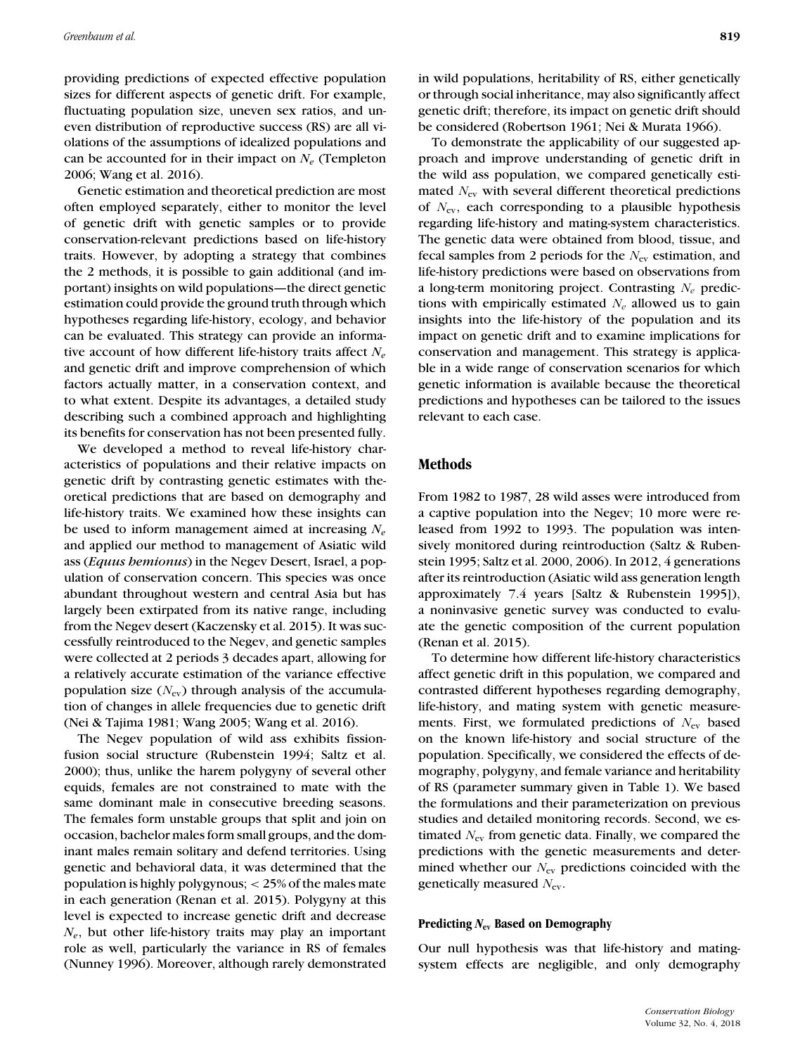providing predictions of expected effective population sizes for different aspects of genetic drift. For example, fluctuating population size, uneven sex ratios, and uneven distribution of reproductive success (RS) are all violations of the assumptions of idealized populations and can be accounted for in their impact on $N_e$ (Templeton 2006; Wang et al. 2016).

Genetic estimation and theoretical prediction are most often employed separately, either to monitor the level of genetic drift with genetic samples or to provide conservation-relevant predictions based on life-history traits. However, by adopting a strategy that combines the 2 methods, it is possible to gain additional (and important) insights on wild populations—the direct genetic estimation could provide the ground truth through which hypotheses regarding life-history, ecology, and behavior can be evaluated. This strategy can provide an informative account of how different life-history traits affect $N_e$ and genetic drift and improve comprehension of which factors actually matter, in a conservation context, and to what extent. Despite its advantages, a detailed study describing such a combined approach and highlighting its benefits for conservation has not been presented fully.

We developed a method to reveal life-history characteristics of populations and their relative impacts on genetic drift by contrasting genetic estimates with theoretical predictions that are based on demography and life-history traits. We examined how these insights can be used to inform management aimed at increasing $N_e$ and applied our method to management of Asiatic wild ass (*Equus hemionus*) in the Negev Desert, Israel, a population of conservation concern. This species was once abundant throughout western and central Asia but has largely been extirpated from its native range, including from the Negev desert (Kaczensky et al. 2015). It was successfully reintroduced to the Negev, and genetic samples were collected at 2 periods 3 decades apart, allowing for a relatively accurate estimation of the variance effective population size ($N_{ev}$) through analysis of the accumulation of changes in allele frequencies due to genetic drift (Nei & Tajima 1981; Wang 2005; Wang et al. 2016).

The Negev population of wild ass exhibits fission-fusion social structure (Rubenstein 1994; Saltz et al. 2000); thus, unlike the harem polygyny of several other equids, females are not constrained to mate with the same dominant male in consecutive breeding seasons. The females form unstable groups that split and join on occasion, bachelor males form small groups, and the dominant males remain solitary and defend territories. Using genetic and behavioral data, it was determined that the population is highly polygynous; < 25% of the males mate in each generation (Renan et al. 2015). Polygyny at this level is expected to increase genetic drift and decrease $N_e$, but other life-history traits may play an important role as well, particularly the variance in RS of females (Nunney 1996). Moreover, although rarely demonstrated in wild populations, heritability of RS, either genetically or through social inheritance, may also significantly affect genetic drift; therefore, its impact on genetic drift should be considered (Robertson 1961; Nei & Murata 1966).

To demonstrate the applicability of our suggested approach and improve understanding of genetic drift in the wild ass population, we compared genetically estimated $N_{ev}$ with several different theoretical predictions of $N_{ev}$, each corresponding to a plausible hypothesis regarding life-history and mating-system characteristics. The genetic data were obtained from blood, tissue, and fecal samples from 2 periods for the $N_{ev}$ estimation, and life-history predictions were based on observations from a long-term monitoring project. Contrasting $N_e$ predictions with empirically estimated $N_e$ allowed us to gain insights into the life-history of the population and its impact on genetic drift and to examine implications for conservation and management. This strategy is applicable in a wide range of conservation scenarios for which genetic information is available because the theoretical predictions and hypotheses can be tailored to the issues relevant to each case.

## Methods

From 1982 to 1987, 28 wild asses were introduced from a captive population into the Negev; 10 more were released from 1992 to 1993. The population was intensively monitored during reintroduction (Saltz & Rubenstein 1995; Saltz et al. 2000, 2006). In 2012, 4 generations after its reintroduction (Asiatic wild ass generation length approximately 7.4 years [Saltz & Rubenstein 1995]), a noninvasive genetic survey was conducted to evaluate the genetic composition of the current population (Renan et al. 2015).

To determine how different life-history characteristics affect genetic drift in this population, we compared and contrasted different hypotheses regarding demography, life-history, and mating system with genetic measurements. First, we formulated predictions of $N_{ev}$ based on the known life-history and social structure of the population. Specifically, we considered the effects of demography, polygyny, and female variance and heritability of RS (parameter summary given in Table 1). We based the formulations and their parameterization on previous studies and detailed monitoring records. Second, we estimated $N_{ev}$ from genetic data. Finally, we compared the predictions with the genetic measurements and determined whether our $N_{ev}$ predictions coincided with the genetically measured $N_{ev}$.

### Predicting $N_{ev}$ Based on Demography

Our null hypothesis was that life-history and mating-system effects are negligible, and only demography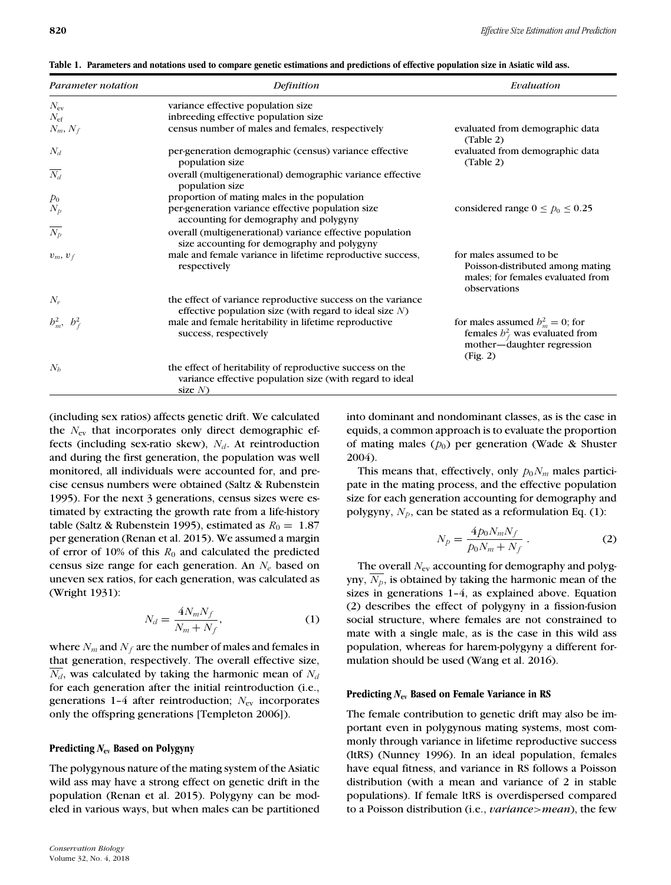**Table 1. Parameters and notations used to compare genetic estimations and predictions of effective population size in Asiatic wild ass.**

| *Parameter notation* | *Definition* | *Evaluation* |
|---|---|---|
| $N_{ev}$ | variance effective population size | |
| $N_{ef}$ | inbreeding effective population size | |
| $N_m$, $N_f$ | census number of males and females, respectively | evaluated from demographic data (Table 2) |
| $N_d$ | per-generation demographic (census) variance effective population size | evaluated from demographic data (Table 2) |
| $\overline{N_d}$ | overall (multigenerational) demographic variance effective population size | |
| $p_0$ | proportion of mating males in the population | |
| $N_p$ | per-generation variance effective population size accounting for demography and polygyny | considered range $0 \leq p_0 \leq 0.25$ |
| $\overline{N_p}$ | overall (multigenerational) variance effective population size accounting for demography and polygyny | |
| $v_m$, $v_f$ | male and female variance in lifetime reproductive success, respectively | for males assumed to be Poisson-distributed among mating males; for females evaluated from observations |
| $N_r$ | the effect of variance reproductive success on the variance effective population size (with regard to ideal size $N$) | |
| $b_m^2$, $b_f^2$ | male and female heritability in lifetime reproductive success, respectively | for males assumed $b_m^2 = 0$; for females $b_f^2$ was evaluated from mother—daughter regression (Fig. 2) |
| $N_b$ | the effect of heritability of reproductive success on the variance effective population size (with regard to ideal size $N$) | |

(including sex ratios) affects genetic drift. We calculated the $N_{ev}$ that incorporates only direct demographic effects (including sex-ratio skew), $N_d$. At reintroduction and during the first generation, the population was well monitored, all individuals were accounted for, and precise census numbers were obtained (Saltz & Rubenstein 1995). For the next 3 generations, census sizes were estimated by extracting the growth rate from a life-history table (Saltz & Rubenstein 1995), estimated as $R_0 = 1.87$ per generation (Renan et al. 2015). We assumed a margin of error of 10% of this $R_0$ and calculated the predicted census size range for each generation. An $N_e$ based on uneven sex ratios, for each generation, was calculated as (Wright 1931):

$$N_d = \frac{4N_mN_f}{N_m + N_f}, \tag{1}$$

where $N_m$ and $N_f$ are the number of males and females in that generation, respectively. The overall effective size, $\overline{N_d}$, was calculated by taking the harmonic mean of $N_d$ for each generation after the initial reintroduction (i.e., generations 1–4 after reintroduction; $N_{ev}$ incorporates only the offspring generations [Templeton 2006]).

### Predicting $N_{ev}$ Based on Polygyny

The polygynous nature of the mating system of the Asiatic wild ass may have a strong effect on genetic drift in the population (Renan et al. 2015). Polygyny can be modeled in various ways, but when males can be partitioned into dominant and nondominant classes, as is the case in equids, a common approach is to evaluate the proportion of mating males ($p_0$) per generation (Wade & Shuster 2004).

This means that, effectively, only $p_0N_m$ males participate in the mating process, and the effective population size for each generation accounting for demography and polygyny, $N_p$, can be stated as a reformulation Eq. (1):

$$N_p = \frac{4p_0N_mN_f}{p_0N_m + N_f}. \tag{2}$$

The overall $N_{ev}$ accounting for demography and polygyny, $\overline{N_p}$, is obtained by taking the harmonic mean of the sizes in generations 1–4, as explained above. Equation (2) describes the effect of polygyny in a fission-fusion social structure, where females are not constrained to mate with a single male, as is the case in this wild ass population, whereas for harem-polygyny a different formulation should be used (Wang et al. 2016).

### Predicting $N_{ev}$ Based on Female Variance in RS

The female contribution to genetic drift may also be important even in polygynous mating systems, most commonly through variance in lifetime reproductive success (ltRS) (Nunney 1996). In an ideal population, females have equal fitness, and variance in RS follows a Poisson distribution (with a mean and variance of 2 in stable populations). If female ltRS is overdispersed compared to a Poisson distribution (i.e., *variance>mean*), the few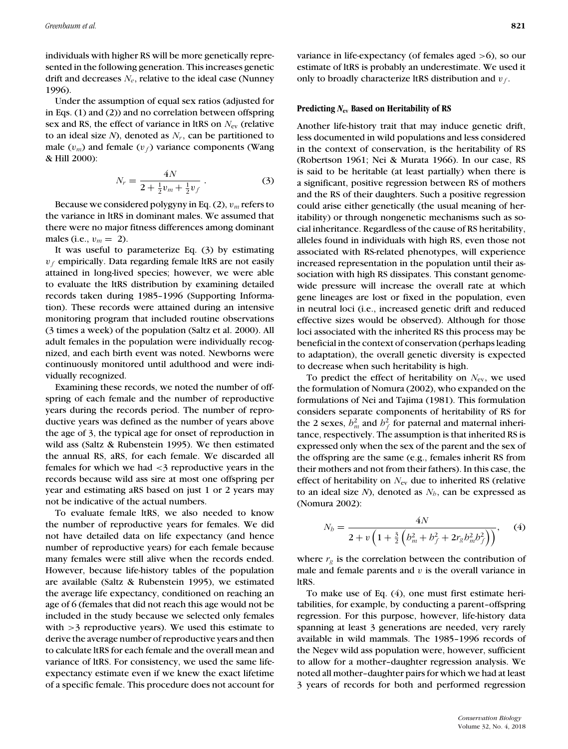individuals with higher RS will be more genetically represented in the following generation. This increases genetic drift and decreases $N_e$, relative to the ideal case (Nunney 1996).

Under the assumption of equal sex ratios (adjusted for in Eqs. (1) and (2)) and no correlation between offspring sex and RS, the effect of variance in ltRS on $N_{ev}$ (relative to an ideal size $N$), denoted as $N_r$, can be partitioned to male ($v_m$) and female ($v_f$) variance components (Wang & Hill 2000):

$$N_r = \frac{4N}{2 + \frac{1}{2}v_m + \frac{1}{2}v_f}. \quad (3)$$

Because we considered polygyny in Eq. (2), $v_m$ refers to the variance in ltRS in dominant males. We assumed that there were no major fitness differences among dominant males (i.e., $v_m = 2$).

It was useful to parameterize Eq. (3) by estimating $v_f$ empirically. Data regarding female ltRS are not easily attained in long-lived species; however, we were able to evaluate the ltRS distribution by examining detailed records taken during 1985–1996 (Supporting Information). These records were attained during an intensive monitoring program that included routine observations (3 times a week) of the population (Saltz et al. 2000). All adult females in the population were individually recognized, and each birth event was noted. Newborns were continuously monitored until adulthood and were individually recognized.

Examining these records, we noted the number of offspring of each female and the number of reproductive years during the records period. The number of reproductive years was defined as the number of years above the age of 3, the typical age for onset of reproduction in wild ass (Saltz & Rubenstein 1995). We then estimated the annual RS, aRS, for each female. We discarded all females for which we had <3 reproductive years in the records because wild ass sire at most one offspring per year and estimating aRS based on just 1 or 2 years may not be indicative of the actual numbers.

To evaluate female ltRS, we also needed to know the number of reproductive years for females. We did not have detailed data on life expectancy (and hence number of reproductive years) for each female because many females were still alive when the records ended. However, because life-history tables of the population are available (Saltz & Rubenstein 1995), we estimated the average life expectancy, conditioned on reaching an age of 6 (females that did not reach this age would not be included in the study because we selected only females with >3 reproductive years). We used this estimate to derive the average number of reproductive years and then to calculate ltRS for each female and the overall mean and variance of ltRS. For consistency, we used the same life-expectancy estimate even if we knew the exact lifetime of a specific female. This procedure does not account for variance in life-expectancy (of females aged >6), so our estimate of ltRS is probably an underestimate. We used it only to broadly characterize ltRS distribution and $v_f$.

### Predicting $N_{ev}$ Based on Heritability of RS

Another life-history trait that may induce genetic drift, less documented in wild populations and less considered in the context of conservation, is the heritability of RS (Robertson 1961; Nei & Murata 1966). In our case, RS is said to be heritable (at least partially) when there is a significant, positive regression between RS of mothers and the RS of their daughters. Such a positive regression could arise either genetically (the usual meaning of heritability) or through nongenetic mechanisms such as social inheritance. Regardless of the cause of RS heritability, alleles found in individuals with high RS, even those not associated with RS-related phenotypes, will experience increased representation in the population until their association with high RS dissipates. This constant genome-wide pressure will increase the overall rate at which gene lineages are lost or fixed in the population, even in neutral loci (i.e., increased genetic drift and reduced effective sizes would be observed). Although for those loci associated with the inherited RS this process may be beneficial in the context of conservation (perhaps leading to adaptation), the overall genetic diversity is expected to decrease when such heritability is high.

To predict the effect of heritability on $N_{ev}$, we used the formulation of Nomura (2002), who expanded on the formulations of Nei and Tajima (1981). This formulation considers separate components of heritability of RS for the 2 sexes, $h_m^2$ and $h_f^2$ for paternal and maternal inheritance, respectively. The assumption is that inherited RS is expressed only when the sex of the parent and the sex of the offspring are the same (e.g., females inherit RS from their mothers and not from their fathers). In this case, the effect of heritability on $N_{ev}$ due to inherited RS (relative to an ideal size $N$), denoted as $N_h$, can be expressed as (Nomura 2002):

$$N_h = \frac{4N}{2 + v\left(1 + \frac{3}{2}\left(h_m^2 + h_f^2 + 2r_g h_m^2 h_f^2\right)\right)}, \quad (4)$$

where $r_g$ is the correlation between the contribution of male and female parents and $v$ is the overall variance in ltRS.

To make use of Eq. (4), one must first estimate heritabilities, for example, by conducting a parent–offspring regression. For this purpose, however, life-history data spanning at least 3 generations are needed, very rarely available in wild mammals. The 1985–1996 records of the Negev wild ass population were, however, sufficient to allow for a mother–daughter regression analysis. We noted all mother–daughter pairs for which we had at least 3 years of records for both and performed regression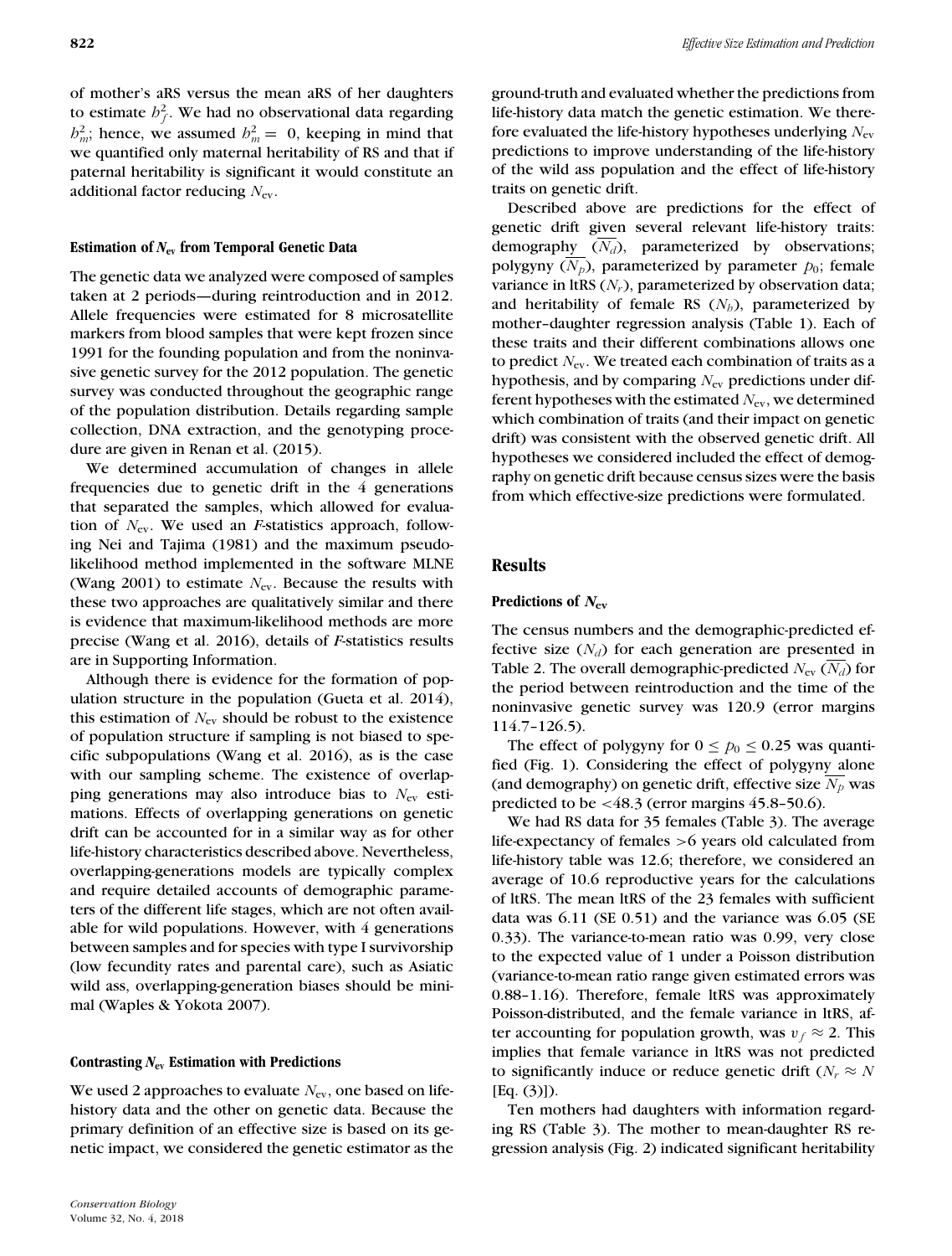of mother's aRS versus the mean aRS of her daughters to estimate $b_f^2$. We had no observational data regarding $b_m^2$; hence, we assumed $b_m^2 = 0$, keeping in mind that we quantified only maternal heritability of RS and that if paternal heritability is significant it would constitute an additional factor reducing $N_{ev}$.

#### Estimation of $N_{ev}$ from Temporal Genetic Data

The genetic data we analyzed were composed of samples taken at 2 periods—during reintroduction and in 2012. Allele frequencies were estimated for 8 microsatellite markers from blood samples that were kept frozen since 1991 for the founding population and from the noninvasive genetic survey for the 2012 population. The genetic survey was conducted throughout the geographic range of the population distribution. Details regarding sample collection, DNA extraction, and the genotyping procedure are given in Renan et al. (2015).

We determined accumulation of changes in allele frequencies due to genetic drift in the 4 generations that separated the samples, which allowed for evaluation of $N_{ev}$. We used an *F*-statistics approach, following Nei and Tajima (1981) and the maximum pseudo-likelihood method implemented in the software MLNE (Wang 2001) to estimate $N_{ev}$. Because the results with these two approaches are qualitatively similar and there is evidence that maximum-likelihood methods are more precise (Wang et al. 2016), details of *F*-statistics results are in Supporting Information.

Although there is evidence for the formation of population structure in the population (Gueta et al. 2014), this estimation of $N_{ev}$ should be robust to the existence of population structure if sampling is not biased to specific subpopulations (Wang et al. 2016), as is the case with our sampling scheme. The existence of overlapping generations may also introduce bias to $N_{ev}$ estimations. Effects of overlapping generations on genetic drift can be accounted for in a similar way as for other life-history characteristics described above. Nevertheless, overlapping-generations models are typically complex and require detailed accounts of demographic parameters of the different life stages, which are not often available for wild populations. However, with 4 generations between samples and for species with type I survivorship (low fecundity rates and parental care), such as Asiatic wild ass, overlapping-generation biases should be minimal (Waples & Yokota 2007).

#### Contrasting $N_{ev}$ Estimation with Predictions

We used 2 approaches to evaluate $N_{ev}$, one based on life-history data and the other on genetic data. Because the primary definition of an effective size is based on its genetic impact, we considered the genetic estimator as the ground-truth and evaluated whether the predictions from life-history data match the genetic estimation. We therefore evaluated the life-history hypotheses underlying $N_{ev}$ predictions to improve understanding of the life-history of the wild ass population and the effect of life-history traits on genetic drift.

Described above are predictions for the effect of genetic drift given several relevant life-history traits: demography ($\overline{N_d}$), parameterized by observations; polygyny ($\overline{N_p}$), parameterized by parameter $p_0$; female variance in ltRS ($N_r$), parameterized by observation data; and heritability of female RS ($N_b$), parameterized by mother–daughter regression analysis (Table 1). Each of these traits and their different combinations allows one to predict $N_{ev}$. We treated each combination of traits as a hypothesis, and by comparing $N_{ev}$ predictions under different hypotheses with the estimated $N_{ev}$, we determined which combination of traits (and their impact on genetic drift) was consistent with the observed genetic drift. All hypotheses we considered included the effect of demography on genetic drift because census sizes were the basis from which effective-size predictions were formulated.

## Results

#### Predictions of $N_{ev}$

The census numbers and the demographic-predicted effective size ($N_d$) for each generation are presented in Table 2. The overall demographic-predicted $N_{ev}$ ($\overline{N_d}$) for the period between reintroduction and the time of the noninvasive genetic survey was 120.9 (error margins 114.7–126.5).

The effect of polygyny for $0 \leq p_0 \leq 0.25$ was quantified (Fig. 1). Considering the effect of polygyny alone (and demography) on genetic drift, effective size $\overline{N_p}$ was predicted to be $<48.3$ (error margins 45.8–50.6).

We had RS data for 35 females (Table 3). The average life-expectancy of females >6 years old calculated from life-history table was 12.6; therefore, we considered an average of 10.6 reproductive years for the calculations of ltRS. The mean ltRS of the 23 females with sufficient data was 6.11 (SE 0.51) and the variance was 6.05 (SE 0.33). The variance-to-mean ratio was 0.99, very close to the expected value of 1 under a Poisson distribution (variance-to-mean ratio range given estimated errors was 0.88–1.16). Therefore, female ltRS was approximately Poisson-distributed, and the female variance in ltRS, after accounting for population growth, was $v_f \approx 2$. This implies that female variance in ltRS was not predicted to significantly induce or reduce genetic drift ($N_r \approx N$ [Eq. (3)]).

Ten mothers had daughters with information regarding RS (Table 3). The mother to mean-daughter RS regression analysis (Fig. 2) indicated significant heritability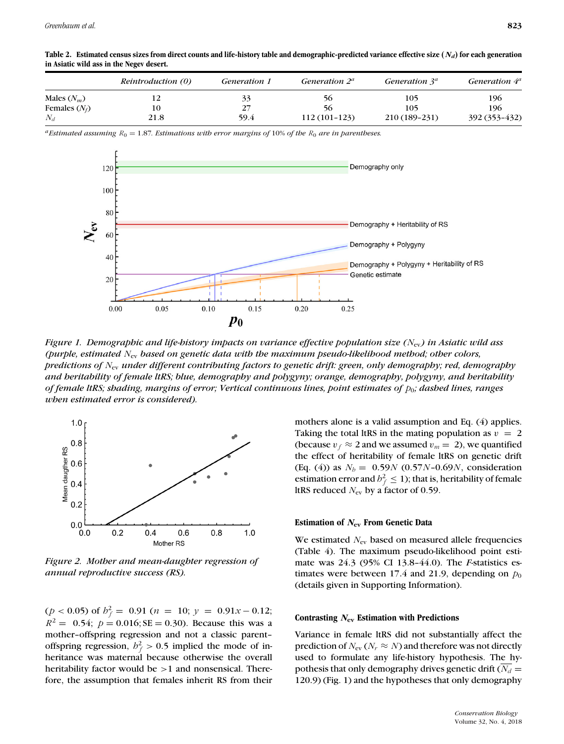**Table 2. Estimated census sizes from direct counts and life-history table and demographic-predicted variance effective size ($N_d$) for each generation in Asiatic wild ass in the Negev desert.**

| | *Reintroduction (0)* | *Generation 1* | *Generation 2*[a] | *Generation 3*[a] | *Generation 4*[a] |
|---|---|---|---|---|---|
| Males ($N_m$) | 12 | 33 | 56 | 105 | 196 |
| Females ($N_f$) | 10 | 27 | 56 | 105 | 196 |
| $N_d$ | 21.8 | 59.4 | 112 (101–123) | 210 (189–231) | 392 (353–432) |

[a]*Estimated assuming $R_0 = 1.87$. Estimations with error margins of 10% of the $R_0$ are in parentheses.*

*Figure 1. Demographic and life-history impacts on variance effective population size ($N_{ev}$) in Asiatic wild ass (purple, estimated $N_{ev}$ based on genetic data with the maximum pseudo-likelihood method; other colors, predictions of $N_{ev}$ under different contributing factors to genetic drift: green, only demography; red, demography and heritability of female ltRS; blue, demography and polygyny; orange, demography, polygyny, and heritability of female ltRS; shading, margins of error; Vertical continuous lines, point estimates of $p_0$; dashed lines, ranges when estimated error is considered).*

*Figure 2. Mother and mean-daughter regression of annual reproductive success (RS).*

($p < 0.05$) of $h_f^2 = 0.91$ ($n = 10$; $y = 0.91x - 0.12$; $R^2 = 0.54$; $p = 0.016$; SE $= 0.30$). Because this was a mother–offspring regression and not a classic parent–offspring regression, $h_f^2 > 0.5$ implied the mode of inheritance was maternal because otherwise the overall heritability factor would be >1 and nonsensical. Therefore, the assumption that females inherit RS from their mothers alone is a valid assumption and Eq. (4) applies. Taking the total ltRS in the mating population as $v = 2$ (because $v_f \approx 2$ and we assumed $v_m = 2$), we quantified the effect of heritability of female ltRS on genetic drift (Eq. (4)) as $N_h = 0.59N$ ($0.57N$–$0.69N$, consideration estimation error and $h_f^2 \leq 1$); that is, heritability of female ltRS reduced $N_{ev}$ by a factor of 0.59.

### Estimation of $N_{ev}$ From Genetic Data

We estimated $N_{ev}$ based on measured allele frequencies (Table 4). The maximum pseudo-likelihood point estimate was 24.3 (95% CI 13.8–44.0). The *F*-statistics estimates were between 17.4 and 21.9, depending on $p_0$ (details given in Supporting Information).

### Contrasting $N_{ev}$ Estimation with Predictions

Variance in female ltRS did not substantially affect the prediction of $N_{ev}$ ($N_r \approx N$) and therefore was not directly used to formulate any life-history hypothesis. The hypothesis that only demography drives genetic drift ($\overline{N_d} = 120.9$) (Fig. 1) and the hypotheses that only demography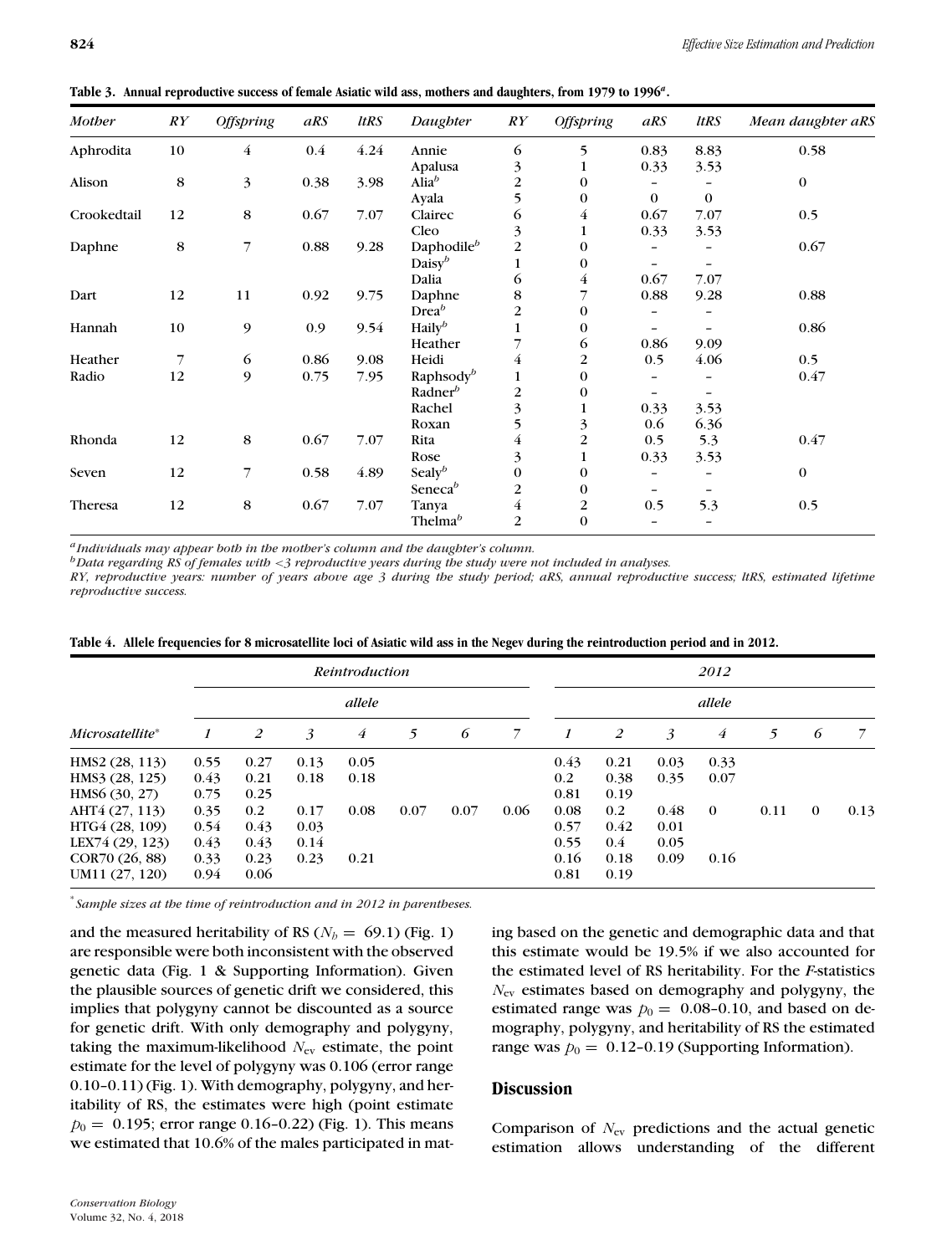**Table 3. Annual reproductive success of female Asiatic wild ass, mothers and daughters, from 1979 to 1996[a].**

| *Mother* | *RY* | *Offspring* | *aRS* | *ltRS* | *Daughter* | *RY* | *Offspring* | *aRS* | *ltRS* | *Mean daughter aRS* |
|---|---|---|---|---|---|---|---|---|---|---|
| Aphrodita | 10 | 4 | 0.4 | 4.24 | Annie | 6 | 5 | 0.83 | 8.83 | 0.58 |
| | | | | | Apalusa | 3 | 1 | 0.33 | 3.53 | |
| Alison | 8 | 3 | 0.38 | 3.98 | Alia[b] | 2 | 0 | – | – | 0 |
| | | | | | Ayala | 5 | 0 | 0 | 0 | |
| Crookedtail | 12 | 8 | 0.67 | 7.07 | Clairec | 6 | 4 | 0.67 | 7.07 | 0.5 |
| | | | | | Cleo | 3 | 1 | 0.33 | 3.53 | |
| Daphne | 8 | 7 | 0.88 | 9.28 | Daphodile[b] | 2 | 0 | – | – | 0.67 |
| | | | | | Daisy[b] | 1 | 0 | – | – | |
| | | | | | Dalia | 6 | 4 | 0.67 | 7.07 | |
| Dart | 12 | 11 | 0.92 | 9.75 | Daphne | 8 | 7 | 0.88 | 9.28 | 0.88 |
| | | | | | Drea[b] | 2 | 0 | – | – | |
| Hannah | 10 | 9 | 0.9 | 9.54 | Haily[b] | 1 | 0 | – | – | 0.86 |
| | | | | | Heather | 7 | 6 | 0.86 | 9.09 | |
| Heather | 7 | 6 | 0.86 | 9.08 | Heidi | 4 | 2 | 0.5 | 4.06 | 0.5 |
| Radio | 12 | 9 | 0.75 | 7.95 | Raphsody[b] | 1 | 0 | – | – | 0.47 |
| | | | | | Radner[b] | 2 | 0 | – | – | |
| | | | | | Rachel | 3 | 1 | 0.33 | 3.53 | |
| | | | | | Roxan | 5 | 3 | 0.6 | 6.36 | |
| Rhonda | 12 | 8 | 0.67 | 7.07 | Rita | 4 | 2 | 0.5 | 5.3 | 0.47 |
| | | | | | Rose | 3 | 1 | 0.33 | 3.53 | |
| Seven | 12 | 7 | 0.58 | 4.89 | Sealy[b] | 0 | 0 | – | – | 0 |
| | | | | | Seneca[b] | 2 | 0 | – | – | |
| Theresa | 12 | 8 | 0.67 | 7.07 | Tanya | 4 | 2 | 0.5 | 5.3 | 0.5 |
| | | | | | Thelma[b] | 2 | 0 | – | – | |

[a]*Individuals may appear both in the mother's column and the daughter's column.*
[b]*Data regarding RS of females with <3 reproductive years during the study were not included in analyses.*
*RY, reproductive years: number of years above age 3 during the study period; aRS, annual reproductive success; ltRS, estimated lifetime reproductive success.*

**Table 4. Allele frequencies for 8 microsatellite loci of Asiatic wild ass in the Negev during the reintroduction period and in 2012.**

| | *Reintroduction* | | | | | | | *2012* | | | | | | |
|---|---|---|---|---|---|---|---|---|---|---|---|---|---|---|
| | *allele* | | | | | | | *allele* | | | | | | |
| *Microsatellite*[*] | *1* | *2* | *3* | *4* | *5* | *6* | *7* | *1* | *2* | *3* | *4* | *5* | *6* | *7* |
| HMS2 (28, 113) | 0.55 | 0.27 | 0.13 | 0.05 | | | | 0.43 | 0.21 | 0.03 | 0.33 | | | |
| HMS3 (28, 125) | 0.43 | 0.21 | 0.18 | 0.18 | | | | 0.2 | 0.38 | 0.35 | 0.07 | | | |
| HMS6 (30, 27) | 0.75 | 0.25 | | | | | | 0.81 | 0.19 | | | | | |
| AHT4 (27, 113) | 0.35 | 0.2 | 0.17 | 0.08 | 0.07 | 0.07 | 0.06 | 0.08 | 0.2 | 0.48 | 0 | 0.11 | 0 | 0.13 |
| HTG4 (28, 109) | 0.54 | 0.43 | 0.03 | | | | | 0.57 | 0.42 | 0.01 | | | | |
| LEX74 (29, 123) | 0.43 | 0.43 | 0.14 | | | | | 0.55 | 0.4 | 0.05 | | | | |
| COR70 (26, 88) | 0.33 | 0.23 | 0.23 | 0.21 | | | | 0.16 | 0.18 | 0.09 | 0.16 | | | |
| UM11 (27, 120) | 0.94 | 0.06 | | | | | | 0.81 | 0.19 | | | | | |

[*]*Sample sizes at the time of reintroduction and in 2012 in parentheses.*

and the measured heritability of RS ($N_b = 69.1$) (Fig. 1) are responsible were both inconsistent with the observed genetic data (Fig. 1 & Supporting Information). Given the plausible sources of genetic drift we considered, this implies that polygyny cannot be discounted as a source for genetic drift. With only demography and polygyny, taking the maximum-likelihood $N_{ev}$ estimate, the point estimate for the level of polygyny was 0.106 (error range 0.10–0.11) (Fig. 1). With demography, polygyny, and heritability of RS, the estimates were high (point estimate $p_0 = 0.195$; error range 0.16–0.22) (Fig. 1). This means we estimated that 10.6% of the males participated in mating based on the genetic and demographic data and that this estimate would be 19.5% if we also accounted for the estimated level of RS heritability. For the *F*-statistics $N_{ev}$ estimates based on demography and polygyny, the estimated range was $p_0 = 0.08$–$0.10$, and based on demography, polygyny, and heritability of RS the estimated range was $p_0 = 0.12$–$0.19$ (Supporting Information).

## Discussion

Comparison of $N_{ev}$ predictions and the actual genetic estimation allows understanding of the different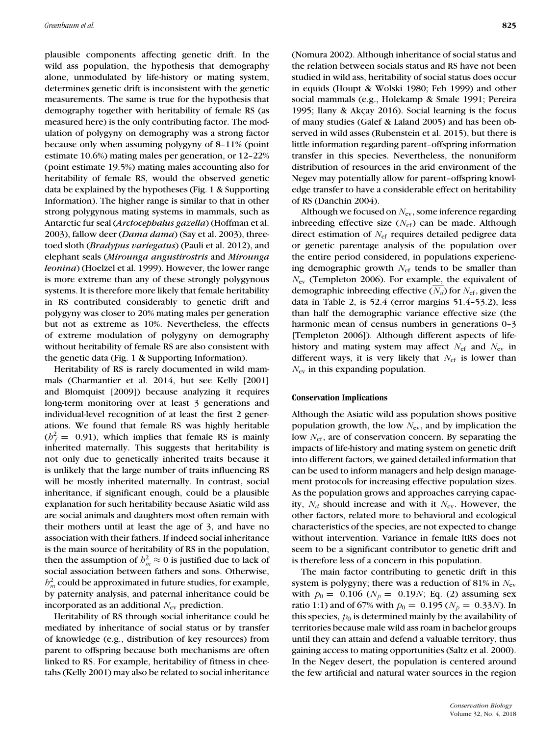plausible components affecting genetic drift. In the wild ass population, the hypothesis that demography alone, unmodulated by life-history or mating system, determines genetic drift is inconsistent with the genetic measurements. The same is true for the hypothesis that demography together with heritability of female RS (as measured here) is the only contributing factor. The modulation of polygyny on demography was a strong factor because only when assuming polygyny of 8–11% (point estimate 10.6%) mating males per generation, or 12–22% (point estimate 19.5%) mating males accounting also for heritability of female RS, would the observed genetic data be explained by the hypotheses (Fig. 1 & Supporting Information). The higher range is similar to that in other strong polygynous mating systems in mammals, such as Antarctic fur seal (*Arctocephalus gazella*) (Hoffman et al. 2003), fallow deer (*Dama dama*) (Say et al. 2003), three-toed sloth (*Bradypus variegatus*) (Pauli et al. 2012), and elephant seals (*Mirounga angustirostris* and *Mirounga leonina*) (Hoelzel et al. 1999). However, the lower range is more extreme than any of these strongly polygynous systems. It is therefore more likely that female heritability in RS contributed considerably to genetic drift and polygyny was closer to 20% mating males per generation but not as extreme as 10%. Nevertheless, the effects of extreme modulation of polygyny on demography without heritability of female RS are also consistent with the genetic data (Fig. 1 & Supporting Information).

Heritability of RS is rarely documented in wild mammals (Charmantier et al. 2014, but see Kelly [2001] and Blomquist [2009]) because analyzing it requires long-term monitoring over at least 3 generations and individual-level recognition of at least the first 2 generations. We found that female RS was highly heritable ($h_f^2 = 0.91$), which implies that female RS is mainly inherited maternally. This suggests that heritability is not only due to genetically inherited traits because it is unlikely that the large number of traits influencing RS will be mostly inherited maternally. In contrast, social inheritance, if significant enough, could be a plausible explanation for such heritability because Asiatic wild ass are social animals and daughters most often remain with their mothers until at least the age of 3, and have no association with their fathers. If indeed social inheritance is the main source of heritability of RS in the population, then the assumption of $h_m^2 \approx 0$ is justified due to lack of social association between fathers and sons. Otherwise, $h_m^2$ could be approximated in future studies, for example, by paternity analysis, and paternal inheritance could be incorporated as an additional $N_{ev}$ prediction.

Heritability of RS through social inheritance could be mediated by inheritance of social status or by transfer of knowledge (e.g., distribution of key resources) from parent to offspring because both mechanisms are often linked to RS. For example, heritability of fitness in cheetahs (Kelly 2001) may also be related to social inheritance (Nomura 2002). Although inheritance of social status and the relation between socials status and RS have not been studied in wild ass, heritability of social status does occur in equids (Houpt & Wolski 1980; Feh 1999) and other social mammals (e.g., Holekamp & Smale 1991; Pereira 1995; Ilany & Akçay 2016). Social learning is the focus of many studies (Galef & Laland 2005) and has been observed in wild asses (Rubenstein et al. 2015), but there is little information regarding parent–offspring information transfer in this species. Nevertheless, the nonuniform distribution of resources in the arid environment of the Negev may potentially allow for parent–offspring knowledge transfer to have a considerable effect on heritability of RS (Danchin 2004).

Although we focused on $N_{ev}$, some inference regarding inbreeding effective size ($N_{ef}$) can be made. Although direct estimation of $N_{ef}$ requires detailed pedigree data or genetic parentage analysis of the population over the entire period considered, in populations experiencing demographic growth $N_{ef}$ tends to be smaller than $N_{ev}$ (Templeton 2006). For example, the equivalent of demographic inbreeding effective ($\overline{N_d}$) for $N_{ef}$, given the data in Table 2, is 52.4 (error margins 51.4–53.2), less than half the demographic variance effective size (the harmonic mean of census numbers in generations 0–3 [Templeton 2006]). Although different aspects of life-history and mating system may affect $N_{ef}$ and $N_{ev}$ in different ways, it is very likely that $N_{ef}$ is lower than $N_{ev}$ in this expanding population.

### Conservation Implications

Although the Asiatic wild ass population shows positive population growth, the low $N_{ev}$, and by implication the low $N_{ef}$, are of conservation concern. By separating the impacts of life-history and mating system on genetic drift into different factors, we gained detailed information that can be used to inform managers and help design management protocols for increasing effective population sizes. As the population grows and approaches carrying capacity, $N_d$ should increase and with it $N_{ev}$. However, the other factors, related more to behavioral and ecological characteristics of the species, are not expected to change without intervention. Variance in female ltRS does not seem to be a significant contributor to genetic drift and is therefore less of a concern in this population.

The main factor contributing to genetic drift in this system is polygyny; there was a reduction of 81% in $N_{ev}$ with $p_0 = 0.106$ ($N_p = 0.19N$; Eq. (2) assuming sex ratio 1:1) and of 67% with $p_0 = 0.195$ ($N_p = 0.33N$). In this species, $p_0$ is determined mainly by the availability of territories because male wild ass roam in bachelor groups until they can attain and defend a valuable territory, thus gaining access to mating opportunities (Saltz et al. 2000). In the Negev desert, the population is centered around the few artificial and natural water sources in the region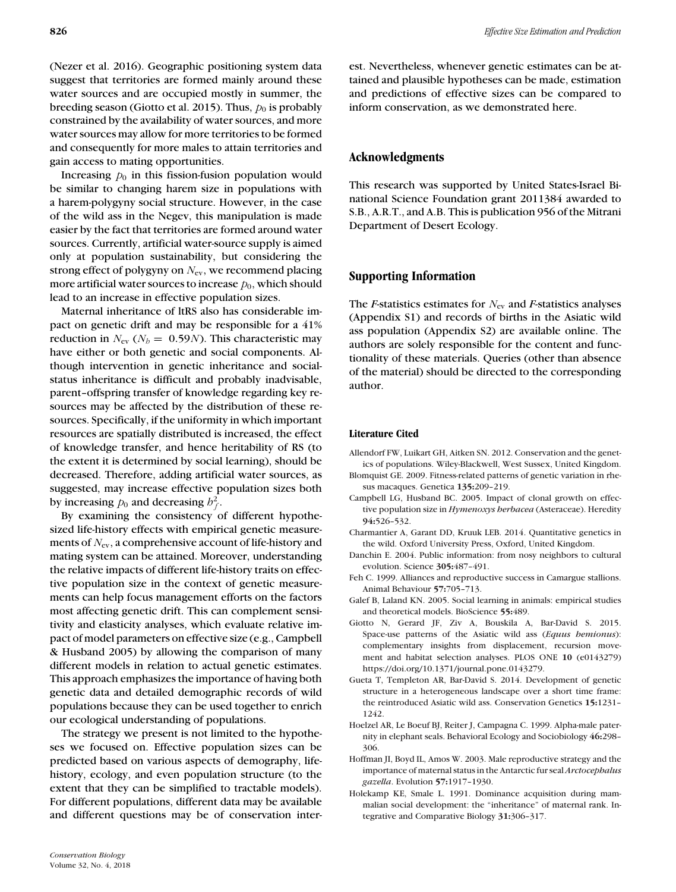(Nezer et al. 2016). Geographic positioning system data suggest that territories are formed mainly around these water sources and are occupied mostly in summer, the breeding season (Giotto et al. 2015). Thus, $p_0$ is probably constrained by the availability of water sources, and more water sources may allow for more territories to be formed and consequently for more males to attain territories and gain access to mating opportunities.

Increasing $p_0$ in this fission-fusion population would be similar to changing harem size in populations with a harem-polygyny social structure. However, in the case of the wild ass in the Negev, this manipulation is made easier by the fact that territories are formed around water sources. Currently, artificial water-source supply is aimed only at population sustainability, but considering the strong effect of polygyny on $N_{ev}$, we recommend placing more artificial water sources to increase $p_0$, which should lead to an increase in effective population sizes.

Maternal inheritance of ltRS also has considerable impact on genetic drift and may be responsible for a 41% reduction in $N_{ev}$ ($N_b = 0.59N$). This characteristic may have either or both genetic and social components. Although intervention in genetic inheritance and social-status inheritance is difficult and probably inadvisable, parent–offspring transfer of knowledge regarding key resources may be affected by the distribution of these resources. Specifically, if the uniformity in which important resources are spatially distributed is increased, the effect of knowledge transfer, and hence heritability of RS (to the extent it is determined by social learning), should be decreased. Therefore, adding artificial water sources, as suggested, may increase effective population sizes both by increasing $p_0$ and decreasing $h^2_f$.

By examining the consistency of different hypothesized life-history effects with empirical genetic measurements of $N_{ev}$, a comprehensive account of life-history and mating system can be attained. Moreover, understanding the relative impacts of different life-history traits on effective population size in the context of genetic measurements can help focus management efforts on the factors most affecting genetic drift. This can complement sensitivity and elasticity analyses, which evaluate relative impact of model parameters on effective size (e.g., Campbell & Husband 2005) by allowing the comparison of many different models in relation to actual genetic estimates. This approach emphasizes the importance of having both genetic data and detailed demographic records of wild populations because they can be used together to enrich our ecological understanding of populations.

The strategy we present is not limited to the hypotheses we focused on. Effective population sizes can be predicted based on various aspects of demography, life-history, ecology, and even population structure (to the extent that they can be simplified to tractable models). For different populations, different data may be available and different questions may be of conservation interest. Nevertheless, whenever genetic estimates can be attained and plausible hypotheses can be made, estimation and predictions of effective sizes can be compared to inform conservation, as we demonstrated here.

## Acknowledgments

This research was supported by United States-Israel Binational Science Foundation grant 2011384 awarded to S.B., A.R.T., and A.B. This is publication 956 of the Mitrani Department of Desert Ecology.

## Supporting Information

The *F*-statistics estimates for $N_{ev}$ and *F*-statistics analyses (Appendix S1) and records of births in the Asiatic wild ass population (Appendix S2) are available online. The authors are solely responsible for the content and functionality of these materials. Queries (other than absence of the material) should be directed to the corresponding author.

### Literature Cited

Allendorf FW, Luikart GH, Aitken SN. 2012. Conservation and the genetics of populations. Wiley-Blackwell, West Sussex, United Kingdom.

Blomquist GE. 2009. Fitness-related patterns of genetic variation in rhesus macaques. Genetica **135:**209–219.

Campbell LG, Husband BC. 2005. Impact of clonal growth on effective population size in *Hymenoxys herbacea* (Asteraceae). Heredity **94:**526–532.

Charmantier A, Garant DD, Kruuk LEB. 2014. Quantitative genetics in the wild. Oxford University Press, Oxford, United Kingdom.

Danchin E. 2004. Public information: from nosy neighbors to cultural evolution. Science **305:**487–491.

Feh C. 1999. Alliances and reproductive success in Camargue stallions. Animal Behaviour **57:**705–713.

Galef B, Laland KN. 2005. Social learning in animals: empirical studies and theoretical models. BioScience **55:**489.

Giotto N, Gerard JF, Ziv A, Bouskila A, Bar-David S. 2015. Space-use patterns of the Asiatic wild ass (*Equus hemionus*): complementary insights from displacement, recursion movement and habitat selection analyses. PLOS ONE **10** (e0143279) https://doi.org/10.1371/journal.pone.0143279.

Gueta T, Templeton AR, Bar-David S. 2014. Development of genetic structure in a heterogeneous landscape over a short time frame: the reintroduced Asiatic wild ass. Conservation Genetics **15:**1231–1242.

Hoelzel AR, Le Boeuf BJ, Reiter J, Campagna C. 1999. Alpha-male paternity in elephant seals. Behavioral Ecology and Sociobiology **46:**298–306.

Hoffman JI, Boyd IL, Amos W. 2003. Male reproductive strategy and the importance of maternal status in the Antarctic fur seal *Arctocephalus gazella*. Evolution **57:**1917–1930.

Holekamp KE, Smale L. 1991. Dominance acquisition during mammalian social development: the "inheritance" of maternal rank. Integrative and Comparative Biology **31:**306–317.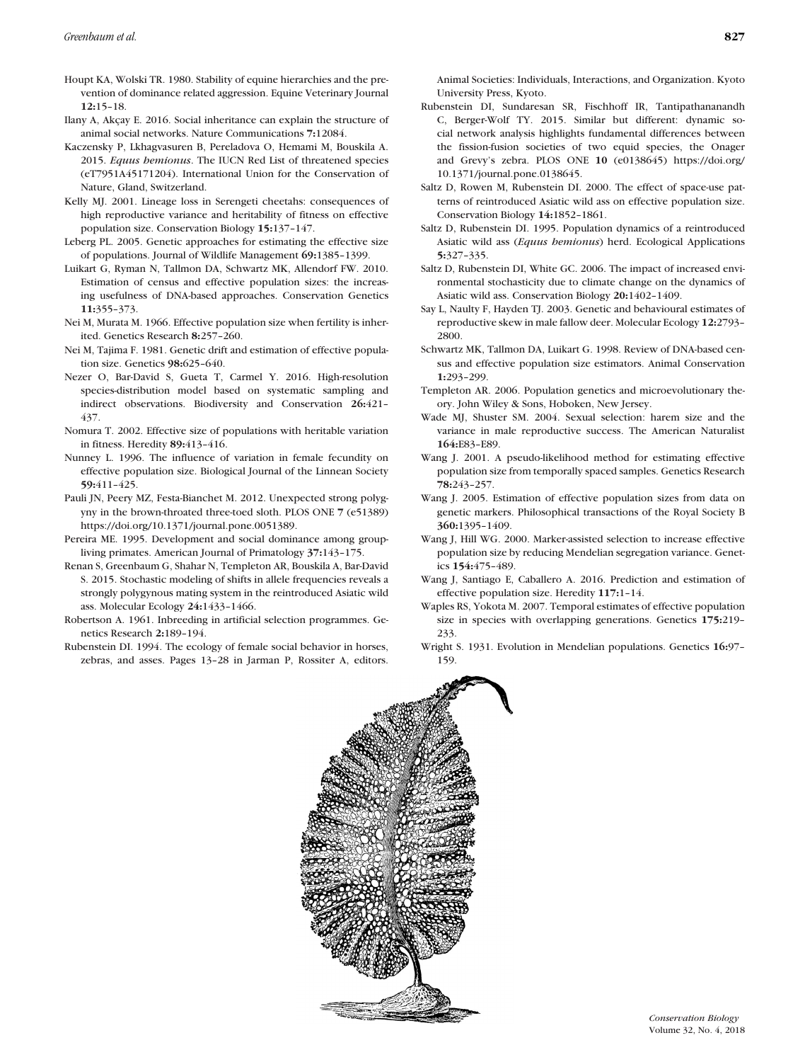Houpt KA, Wolski TR. 1980. Stability of equine hierarchies and the prevention of dominance related aggression. Equine Veterinary Journal **12**:15–18.

Ilany A, Akçay E. 2016. Social inheritance can explain the structure of animal social networks. Nature Communications **7**:12084.

Kaczensky P, Lkhagvasuren B, Pereladova O, Hemami M, Bouskila A. 2015. *Equus hemionus*. The IUCN Red List of threatened species (eT7951A45171204). International Union for the Conservation of Nature, Gland, Switzerland.

Kelly MJ. 2001. Lineage loss in Serengeti cheetahs: consequences of high reproductive variance and heritability of fitness on effective population size. Conservation Biology **15**:137–147.

Leberg PL. 2005. Genetic approaches for estimating the effective size of populations. Journal of Wildlife Management **69**:1385–1399.

Luikart G, Ryman N, Tallmon DA, Schwartz MK, Allendorf FW. 2010. Estimation of census and effective population sizes: the increasing usefulness of DNA-based approaches. Conservation Genetics **11**:355–373.

Nei M, Murata M. 1966. Effective population size when fertility is inherited. Genetics Research **8**:257–260.

Nei M, Tajima F. 1981. Genetic drift and estimation of effective population size. Genetics **98**:625–640.

Nezer O, Bar-David S, Gueta T, Carmel Y. 2016. High-resolution species-distribution model based on systematic sampling and indirect observations. Biodiversity and Conservation **26**:421–437.

Nomura T. 2002. Effective size of populations with heritable variation in fitness. Heredity **89**:413–416.

Nunney L. 1996. The influence of variation in female fecundity on effective population size. Biological Journal of the Linnean Society **59**:411–425.

Pauli JN, Peery MZ, Festa-Bianchet M. 2012. Unexpected strong polygyny in the brown-throated three-toed sloth. PLOS ONE **7** (e51389) https://doi.org/10.1371/journal.pone.0051389.

Pereira ME. 1995. Development and social dominance among group-living primates. American Journal of Primatology **37**:143–175.

Renan S, Greenbaum G, Shahar N, Templeton AR, Bouskila A, Bar-David S. 2015. Stochastic modeling of shifts in allele frequencies reveals a strongly polygynous mating system in the reintroduced Asiatic wild ass. Molecular Ecology **24**:1433–1466.

Robertson A. 1961. Inbreeding in artificial selection programmes. Genetics Research **2**:189–194.

Rubenstein DI. 1994. The ecology of female social behavior in horses, zebras, and asses. Pages 13–28 in Jarman P, Rossiter A, editors. Animal Societies: Individuals, Interactions, and Organization. Kyoto University Press, Kyoto.

Rubenstein DI, Sundaresan SR, Fischhoff IR, Tantipathananandh C, Berger-Wolf TY. 2015. Similar but different: dynamic social network analysis highlights fundamental differences between the fission-fusion societies of two equid species, the Onager and Grevy's zebra. PLOS ONE **10** (e0138645) https://doi.org/10.1371/journal.pone.0138645.

Saltz D, Rowen M, Rubenstein DI. 2000. The effect of space-use patterns of reintroduced Asiatic wild ass on effective population size. Conservation Biology **14**:1852–1861.

Saltz D, Rubenstein DI. 1995. Population dynamics of a reintroduced Asiatic wild ass (*Equus hemionus*) herd. Ecological Applications **5**:327–335.

Saltz D, Rubenstein DI, White GC. 2006. The impact of increased environmental stochasticity due to climate change on the dynamics of Asiatic wild ass. Conservation Biology **20**:1402–1409.

Say L, Naulty F, Hayden TJ. 2003. Genetic and behavioural estimates of reproductive skew in male fallow deer. Molecular Ecology **12**:2793–2800.

Schwartz MK, Tallmon DA, Luikart G. 1998. Review of DNA-based census and effective population size estimators. Animal Conservation **1**:293–299.

Templeton AR. 2006. Population genetics and microevolutionary theory. John Wiley & Sons, Hoboken, New Jersey.

Wade MJ, Shuster SM. 2004. Sexual selection: harem size and the variance in male reproductive success. The American Naturalist **164**:E83–E89.

Wang J. 2001. A pseudo-likelihood method for estimating effective population size from temporally spaced samples. Genetics Research **78**:243–257.

Wang J. 2005. Estimation of effective population sizes from data on genetic markers. Philosophical transactions of the Royal Society B **360**:1395–1409.

Wang J, Hill WG. 2000. Marker-assisted selection to increase effective population size by reducing Mendelian segregation variance. Genetics **154**:475–489.

Wang J, Santiago E, Caballero A. 2016. Prediction and estimation of effective population size. Heredity **117**:1–14.

Waples RS, Yokota M. 2007. Temporal estimates of effective population size in species with overlapping generations. Genetics **175**:219–233.

Wright S. 1931. Evolution in Mendelian populations. Genetics **16**:97–159.